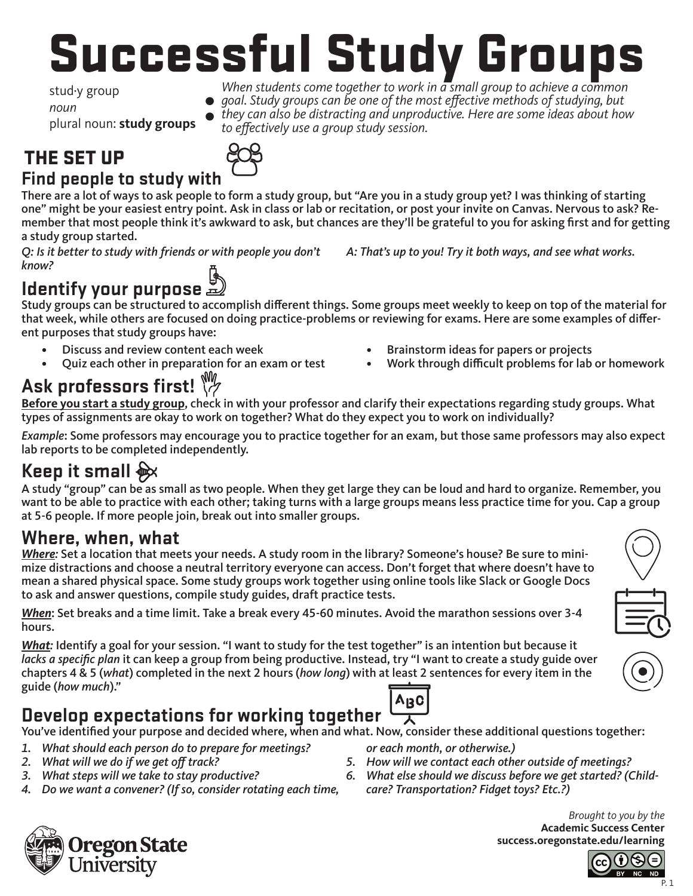# Successful Study Groups

stud·y group
*noun*
plural noun: **study groups**

*When students come together to work in a small group to achieve a common goal. Study groups can be one of the most effective methods of studying, but they can also be distracting and unproductive. Here are some ideas about how to effectively use a group study session.*

## THE SET UP

### Find people to study with

There are a lot of ways to ask people to form a study group, but "Are you in a study group yet? I was thinking of starting one" might be your easiest entry point. Ask in class or lab or recitation, or post your invite on Canvas. Nervous to ask? Remember that most people think it's awkward to ask, but chances are they'll be grateful to you for asking first and for getting a study group started.

*Q: Is it better to study with friends or with people you don't know?*

*A: That's up to you! Try it both ways, and see what works.*

### Identify your purpose

Study groups can be structured to accomplish different things. Some groups meet weekly to keep on top of the material for that week, while others are focused on doing practice-problems or reviewing for exams. Here are some examples of different purposes that study groups have:

- Discuss and review content each week
- Quiz each other in preparation for an exam or test
- Brainstorm ideas for papers or projects
- Work through difficult problems for lab or homework

### Ask professors first!

**Before you start a study group**, check in with your professor and clarify their expectations regarding study groups. What types of assignments are okay to work on together? What do they expect you to work on individually?

*Example*: Some professors may encourage you to practice together for an exam, but those same professors may also expect lab reports to be completed independently.

### Keep it small

A study "group" can be as small as two people. When they get large they can be loud and hard to organize. Remember, you want to be able to practice with each other; taking turns with a large groups means less practice time for you. Cap a group at 5-6 people. If more people join, break out into smaller groups.

### Where, when, what

***Where:*** Set a location that meets your needs. A study room in the library? Someone's house? Be sure to minimize distractions and choose a neutral territory everyone can access. Don't forget that where doesn't have to mean a shared physical space. Some study groups work together using online tools like Slack or Google Docs to ask and answer questions, compile study guides, draft practice tests.

***When***: Set breaks and a time limit. Take a break every 45-60 minutes. Avoid the marathon sessions over 3-4 hours.

***What:*** Identify a goal for your session. "I want to study for the test together" is an intention but because it *lacks a specific plan* it can keep a group from being productive. Instead, try "I want to create a study guide over chapters 4 & 5 (*what*) completed in the next 2 hours (*how long*) with at least 2 sentences for every item in the guide (*how much*)."

### Develop expectations for working together

You've identified your purpose and decided where, when and what. Now, consider these additional questions together:

1. *What should each person do to prepare for meetings?*
2. *What will we do if we get off track?*
3. *What steps will we take to stay productive?*
4. *Do we want a convener? (If so, consider rotating each time, or each month, or otherwise.)*
5. *How will we contact each other outside of meetings?*
6. *What else should we discuss before we get started? (Childcare? Transportation? Fidget toys? Etc.?)*

Oregon State University

*Brought to you by the*
**Academic Success Center**
**success.oregonstate.edu/learning**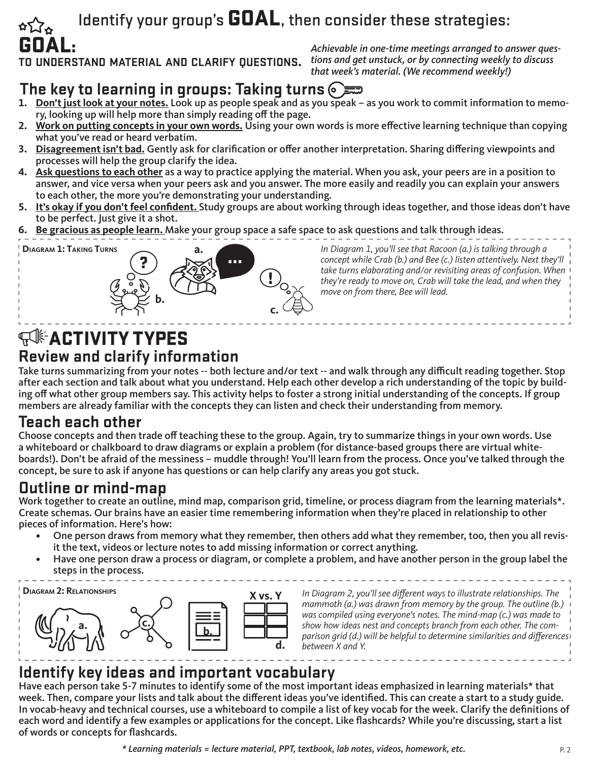# Identify your group's **GOAL**, then consider these strategies:

## GOAL:
**TO UNDERSTAND MATERIAL AND CLARIFY QUESTIONS.**

*Achievable in one-time meetings arranged to answer questions and get unstuck, or by connecting weekly to discuss that week's material. (We recommend weekly!)*

## The key to learning in groups: Taking turns

1. **Don't just look at your notes.** Look up as people speak and as you speak – as you work to commit information to memory, looking up will help more than simply reading off the page.
2. **Work on putting concepts in your own words.** Using your own words is more effective learning technique than copying what you've read or heard verbatim.
3. **Disagreement isn't bad.** Gently ask for clarification or offer another interpretation. Sharing differing viewpoints and processes will help the group clarify the idea.
4. **Ask questions to each other** as a way to practice applying the material. When you ask, your peers are in a position to answer, and vice versa when your peers ask and you answer. The more easily and readily you can explain your answers to each other, the more you're demonstrating your understanding.
5. **It's okay if you don't feel confident.** Study groups are about working through ideas together, and those ideas don't have to be perfect. Just give it a shot.
6. **Be gracious as people learn.** Make your group space a safe space to ask questions and talk through ideas.

**Diagram 1: Taking Turns**

*In Diagram 1, you'll see that Racoon (a.) is talking through a concept while Crab (b.) and Bee (c.) listen attentively. Next they'll take turns elaborating and/or revisiting areas of confusion. When they're ready to move on, Crab will take the lead, and when they move on from there, Bee will lead.*

# ACTIVITY TYPES

## Review and clarify information

Take turns summarizing from your notes -- both lecture and/or text -- and walk through any difficult reading together. Stop after each section and talk about what you understand. Help each other develop a rich understanding of the topic by building off what other group members say. This activity helps to foster a strong initial understanding of the concepts. If group members are already familiar with the concepts they can listen and check their understanding from memory.

## Teach each other

Choose concepts and then trade off teaching these to the group. Again, try to summarize things in your own words. Use a whiteboard or chalkboard to draw diagrams or explain a problem (for distance-based groups there are virtual whiteboards!). Don't be afraid of the messiness – muddle through! You'll learn from the process. Once you've talked through the concept, be sure to ask if anyone has questions or can help clarify any areas you got stuck.

## Outline or mind-map

Work together to create an outline, mind map, comparison grid, timeline, or process diagram from the learning materials*. Create schemas. Our brains have an easier time remembering information when they're placed in relationship to other pieces of information. Here's how:

- One person draws from memory what they remember, then others add what they remember, too, then you all revisit the text, videos or lecture notes to add missing information or correct anything.
- Have one person draw a process or diagram, or complete a problem, and have another person in the group label the steps in the process.

**Diagram 2: Relationships**

*In Diagram 2, you'll see different ways to illustrate relationships. The mammoth (a.) was drawn from memory by the group. The outline (b.) was compiled using everyone's notes. The mind-map (c.) was made to show how ideas nest and concepts branch from each other. The comparison grid (d.) will be helpful to determine similarities and differences between X and Y.*

## Identify key ideas and important vocabulary

Have each person take 5-7 minutes to identify some of the most important ideas emphasized in learning materials* that week. Then, compare your lists and talk about the different ideas you've identified. This can create a start to a study guide. In vocab-heavy and technical courses, use a whiteboard to compile a list of key vocab for the week. Clarify the definitions of each word and identify a few examples or applications for the concept. Like flashcards? While you're discussing, start a list of words or concepts for flashcards.

*\* Learning materials = lecture material, PPT, textbook, lab notes, videos, homework, etc.*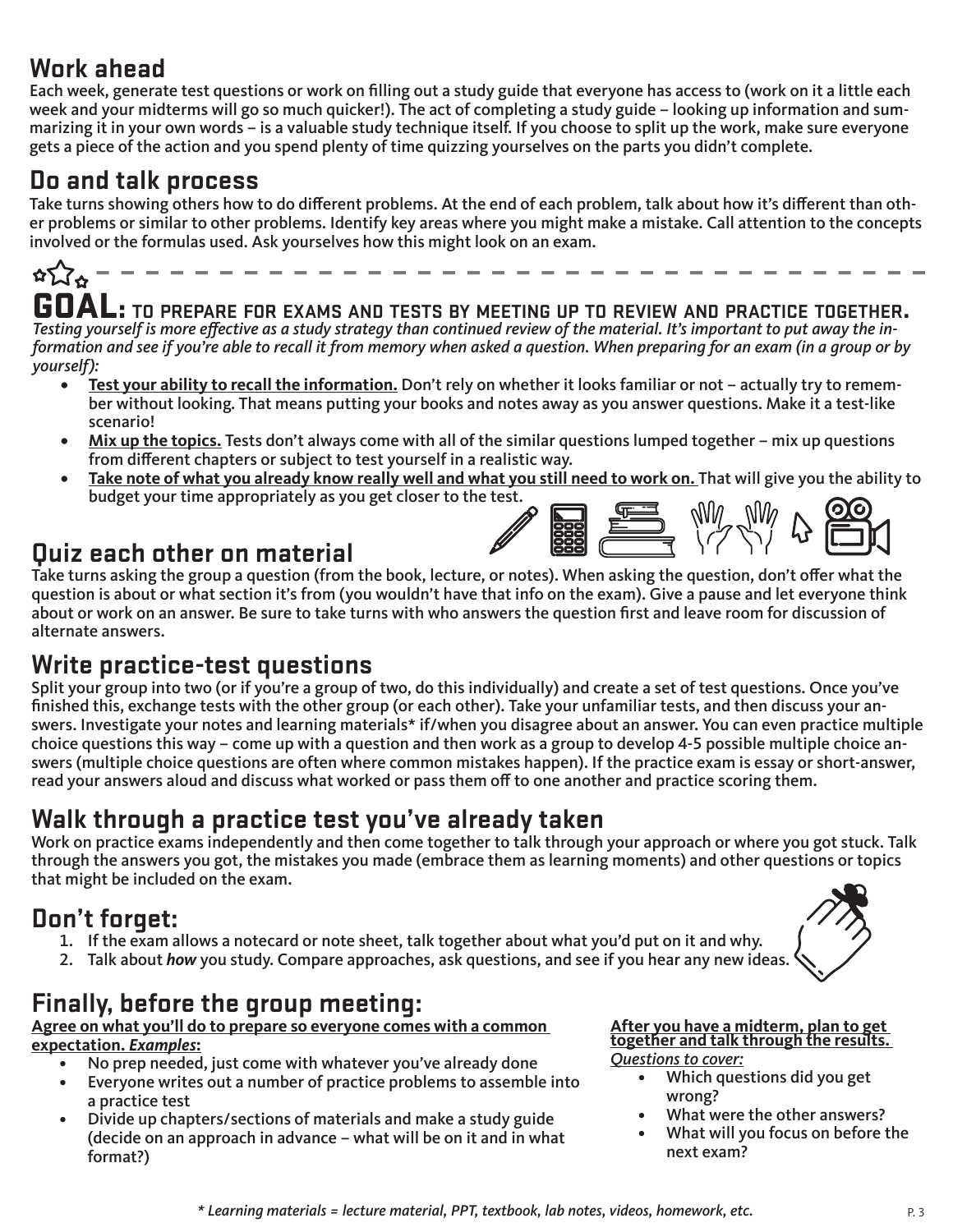## Work ahead

Each week, generate test questions or work on filling out a study guide that everyone has access to (work on it a little each week and your midterms will go so much quicker!). The act of completing a study guide – looking up information and summarizing it in your own words – is a valuable study technique itself. If you choose to split up the work, make sure everyone gets a piece of the action and you spend plenty of time quizzing yourselves on the parts you didn't complete.

## Do and talk process

Take turns showing others how to do different problems. At the end of each problem, talk about how it's different than other problems or similar to other problems. Identify key areas where you might make a mistake. Call attention to the concepts involved or the formulas used. Ask yourselves how this might look on an exam.

---

## GOAL: TO PREPARE FOR EXAMS AND TESTS BY MEETING UP TO REVIEW AND PRACTICE TOGETHER.

*Testing yourself is more effective as a study strategy than continued review of the material. It's important to put away the information and see if you're able to recall it from memory when asked a question. When preparing for an exam (in a group or by yourself):*

- **Test your ability to recall the information.** Don't rely on whether it looks familiar or not – actually try to remember without looking. That means putting your books and notes away as you answer questions. Make it a test-like scenario!
- **Mix up the topics.** Tests don't always come with all of the similar questions lumped together – mix up questions from different chapters or subject to test yourself in a realistic way.
- **Take note of what you already know really well and what you still need to work on.** That will give you the ability to budget your time appropriately as you get closer to the test.

## Quiz each other on material

Take turns asking the group a question (from the book, lecture, or notes). When asking the question, don't offer what the question is about or what section it's from (you wouldn't have that info on the exam). Give a pause and let everyone think about or work on an answer. Be sure to take turns with who answers the question first and leave room for discussion of alternate answers.

## Write practice-test questions

Split your group into two (or if you're a group of two, do this individually) and create a set of test questions. Once you've finished this, exchange tests with the other group (or each other). Take your unfamiliar tests, and then discuss your answers. Investigate your notes and learning materials* if/when you disagree about an answer. You can even practice multiple choice questions this way – come up with a question and then work as a group to develop 4-5 possible multiple choice answers (multiple choice questions are often where common mistakes happen). If the practice exam is essay or short-answer, read your answers aloud and discuss what worked or pass them off to one another and practice scoring them.

## Walk through a practice test you've already taken

Work on practice exams independently and then come together to talk through your approach or where you got stuck. Talk through the answers you got, the mistakes you made (embrace them as learning moments) and other questions or topics that might be included on the exam.

## Don't forget:

1. If the exam allows a notecard or note sheet, talk together about what you'd put on it and why.
2. Talk about ***how*** you study. Compare approaches, ask questions, and see if you hear any new ideas.

## Finally, before the group meeting:

**Agree on what you'll do to prepare so everyone comes with a common expectation. *Examples*:**

- No prep needed, just come with whatever you've already done
- Everyone writes out a number of practice problems to assemble into a practice test
- Divide up chapters/sections of materials and make a study guide (decide on an approach in advance – what will be on it and in what format?)

**After you have a midterm, plan to get together and talk through the results.**

*Questions to cover:*

- Which questions did you get wrong?
- What were the other answers?
- What will you focus on before the next exam?

*\* Learning materials = lecture material, PPT, textbook, lab notes, videos, homework, etc.*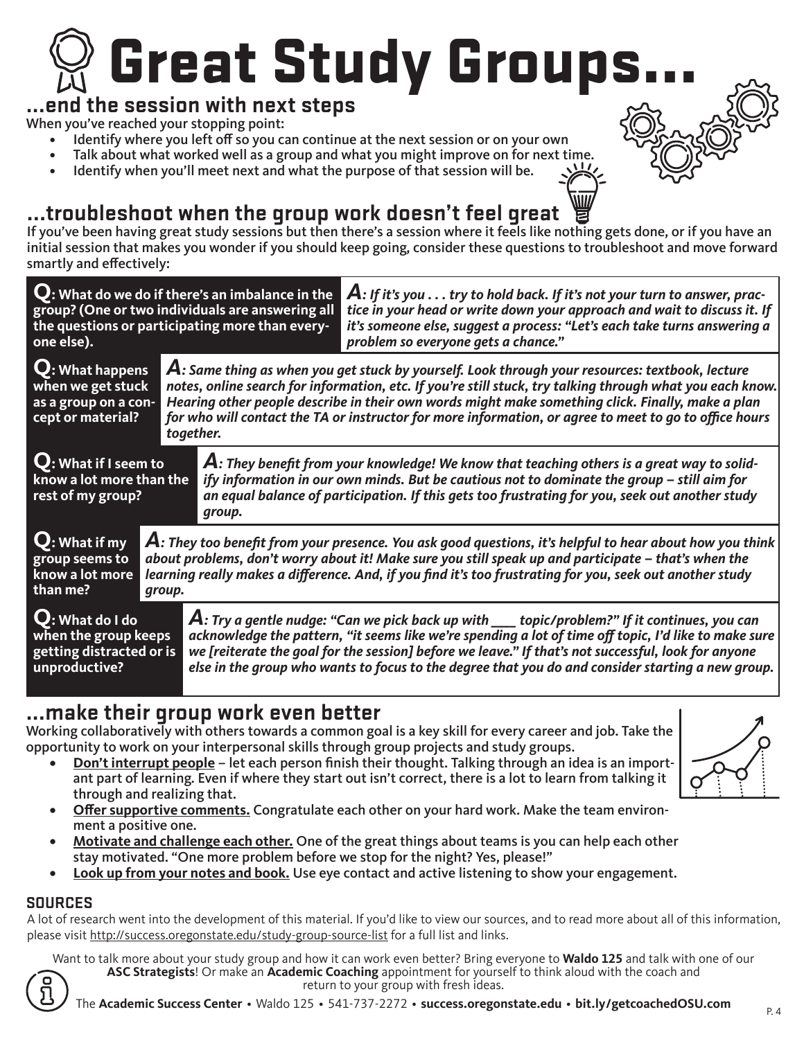# Great Study Groups...

## ...end the session with next steps

When you've reached your stopping point:

- Identify where you left off so you can continue at the next session or on your own
- Talk about what worked well as a group and what you might improve on for next time.
- Identify when you'll meet next and what the purpose of that session will be.

## ...troubleshoot when the group work doesn't feel great

If you've been having great study sessions but then there's a session where it feels like nothing gets done, or if you have an initial session that makes you wonder if you should keep going, consider these questions to troubleshoot and move forward smartly and effectively:

**Q: What do we do if there's an imbalance in the group? (One or two individuals are answering all the questions or participating more than everyone else).**

***A**: If it's you . . . try to hold back. If it's not your turn to answer, practice in your head or write down your approach and wait to discuss it. If it's someone else, suggest a process: "Let's each take turns answering a problem so everyone gets a chance."*

**Q: What happens when we get stuck as a group on a concept or material?**

***A**: Same thing as when you get stuck by yourself. Look through your resources: textbook, lecture notes, online search for information, etc. If you're still stuck, try talking through what you each know. Hearing other people describe in their own words might make something click. Finally, make a plan for who will contact the TA or instructor for more information, or agree to meet to go to office hours together.*

**Q: What if I seem to know a lot more than the rest of my group?**

***A**: They benefit from your knowledge! We know that teaching others is a great way to solidify information in our own minds. But be cautious not to dominate the group – still aim for an equal balance of participation. If this gets too frustrating for you, seek out another study group.*

**Q: What if my group seems to know a lot more than me?**

***A**: They too benefit from your presence. You ask good questions, it's helpful to hear about how you think about problems, don't worry about it! Make sure you still speak up and participate – that's when the learning really makes a difference. And, if you find it's too frustrating for you, seek out another study group.*

**Q: What do I do when the group keeps getting distracted or is unproductive?**

***A**: Try a gentle nudge: "Can we pick back up with ___ topic/problem?" If it continues, you can acknowledge the pattern, "it seems like we're spending a lot of time off topic, I'd like to make sure we [reiterate the goal for the session] before we leave." If that's not successful, look for anyone else in the group who wants to focus to the degree that you do and consider starting a new group.*

## ...make their group work even better

Working collaboratively with others towards a common goal is a key skill for every career and job. Take the opportunity to work on your interpersonal skills through group projects and study groups.

- **Don't interrupt people** – let each person finish their thought. Talking through an idea is an important part of learning. Even if where they start out isn't correct, there is a lot to learn from talking it through and realizing that.
- **Offer supportive comments.** Congratulate each other on your hard work. Make the team environment a positive one.
- **Motivate and challenge each other.** One of the great things about teams is you can help each other stay motivated. "One more problem before we stop for the night? Yes, please!"
- **Look up from your notes and book.** Use eye contact and active listening to show your engagement.

### SOURCES

A lot of research went into the development of this material. If you'd like to view our sources, and to read more about all of this information, please visit http://success.oregonstate.edu/study-group-source-list for a full list and links.

Want to talk more about your study group and how it can work even better? Bring everyone to **Waldo 125** and talk with one of our **ASC Strategists**! Or make an **Academic Coaching** appointment for yourself to think aloud with the coach and return to your group with fresh ideas.

The **Academic Success Center** • Waldo 125 • 541-737-2272 • **success.oregonstate.edu** • **bit.ly/getcoachedOSU.com**